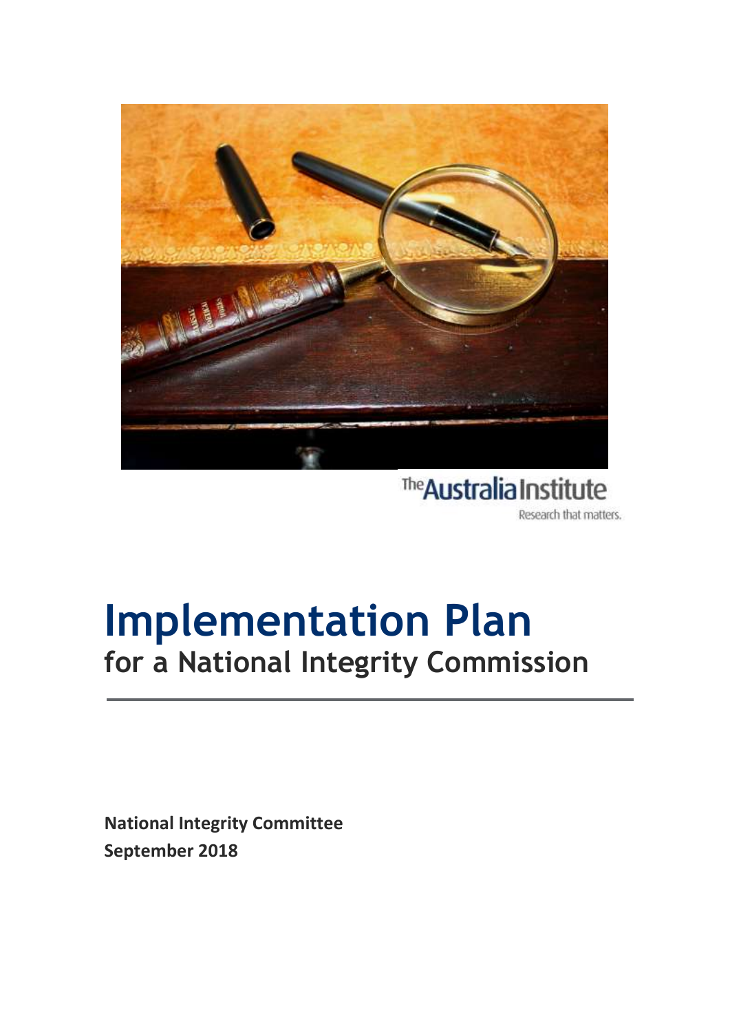The Australia Institute

Research that matters.

# Implementation Plan

## for a National Integrity Commission

**National Integrity Committee**
**September 2018**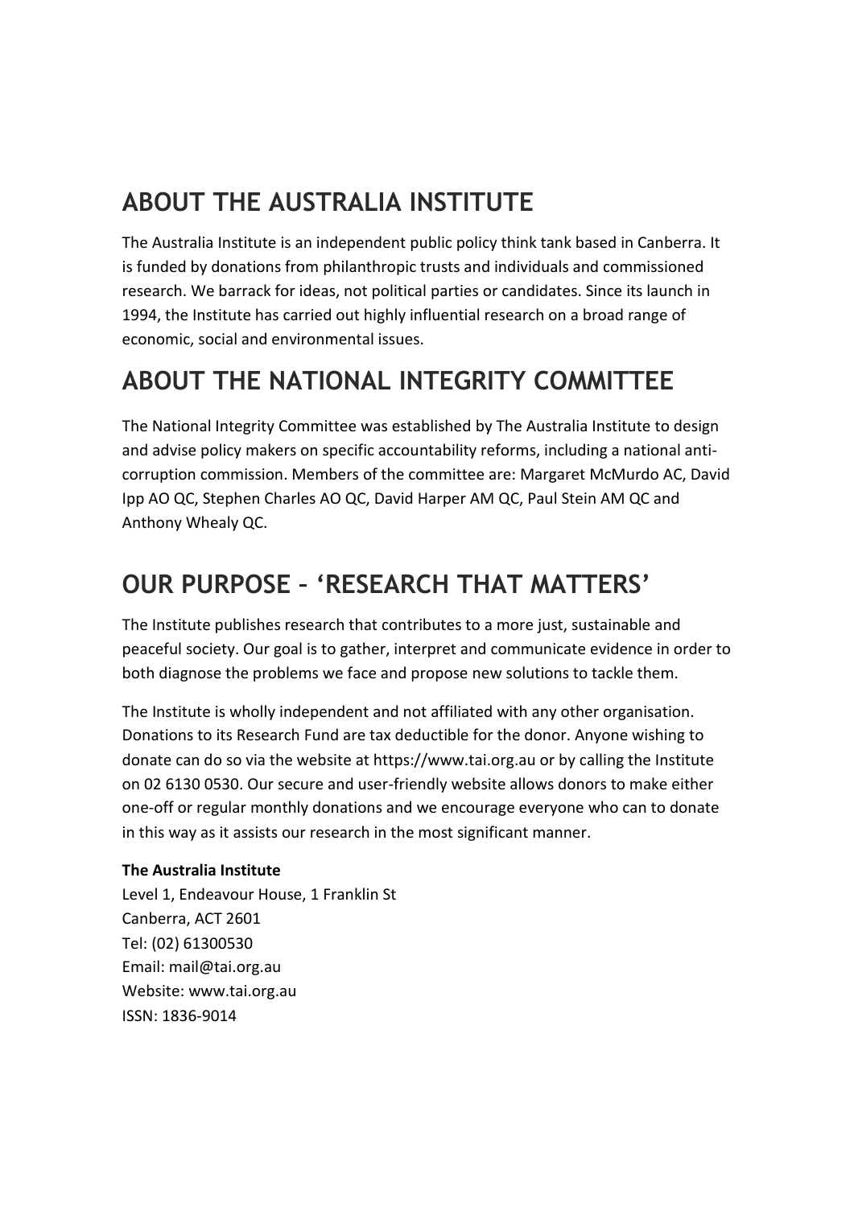## ABOUT THE AUSTRALIA INSTITUTE

The Australia Institute is an independent public policy think tank based in Canberra. It is funded by donations from philanthropic trusts and individuals and commissioned research. We barrack for ideas, not political parties or candidates. Since its launch in 1994, the Institute has carried out highly influential research on a broad range of economic, social and environmental issues.

## ABOUT THE NATIONAL INTEGRITY COMMITTEE

The National Integrity Committee was established by The Australia Institute to design and advise policy makers on specific accountability reforms, including a national anti-corruption commission. Members of the committee are: Margaret McMurdo AC, David Ipp AO QC, Stephen Charles AO QC, David Harper AM QC, Paul Stein AM QC and Anthony Whealy QC.

## OUR PURPOSE – 'RESEARCH THAT MATTERS'

The Institute publishes research that contributes to a more just, sustainable and peaceful society. Our goal is to gather, interpret and communicate evidence in order to both diagnose the problems we face and propose new solutions to tackle them.

The Institute is wholly independent and not affiliated with any other organisation. Donations to its Research Fund are tax deductible for the donor. Anyone wishing to donate can do so via the website at https://www.tai.org.au or by calling the Institute on 02 6130 0530. Our secure and user-friendly website allows donors to make either one-off or regular monthly donations and we encourage everyone who can to donate in this way as it assists our research in the most significant manner.

**The Australia Institute**
Level 1, Endeavour House, 1 Franklin St
Canberra, ACT 2601
Tel: (02) 61300530
Email: mail@tai.org.au
Website: www.tai.org.au
ISSN: 1836-9014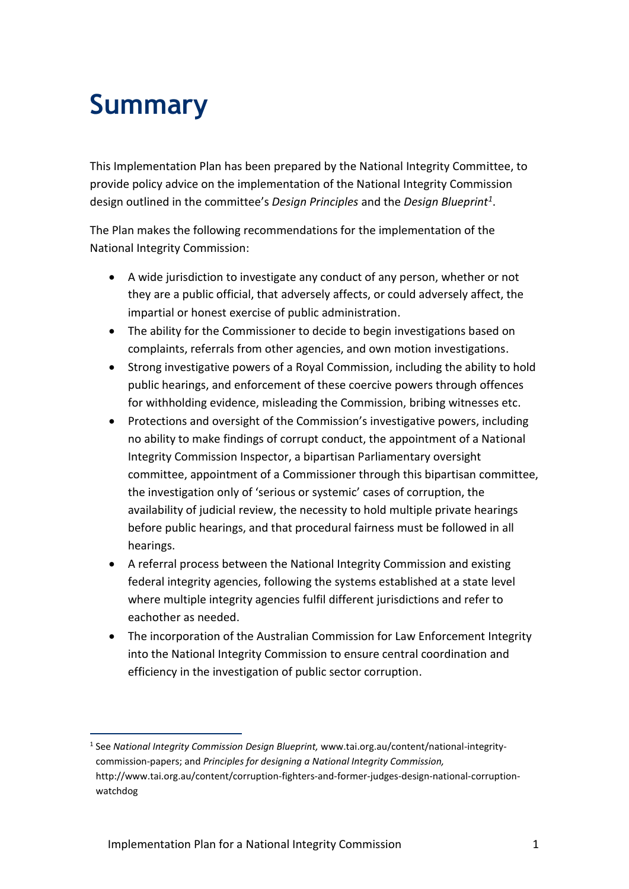# Summary

This Implementation Plan has been prepared by the National Integrity Committee, to provide policy advice on the implementation of the National Integrity Commission design outlined in the committee's *Design Principles* and the *Design Blueprint*[1].

The Plan makes the following recommendations for the implementation of the National Integrity Commission:

- A wide jurisdiction to investigate any conduct of any person, whether or not they are a public official, that adversely affects, or could adversely affect, the impartial or honest exercise of public administration.
- The ability for the Commissioner to decide to begin investigations based on complaints, referrals from other agencies, and own motion investigations.
- Strong investigative powers of a Royal Commission, including the ability to hold public hearings, and enforcement of these coercive powers through offences for withholding evidence, misleading the Commission, bribing witnesses etc.
- Protections and oversight of the Commission's investigative powers, including no ability to make findings of corrupt conduct, the appointment of a National Integrity Commission Inspector, a bipartisan Parliamentary oversight committee, appointment of a Commissioner through this bipartisan committee, the investigation only of 'serious or systemic' cases of corruption, the availability of judicial review, the necessity to hold multiple private hearings before public hearings, and that procedural fairness must be followed in all hearings.
- A referral process between the National Integrity Commission and existing federal integrity agencies, following the systems established at a state level where multiple integrity agencies fulfil different jurisdictions and refer to eachother as needed.
- The incorporation of the Australian Commission for Law Enforcement Integrity into the National Integrity Commission to ensure central coordination and efficiency in the investigation of public sector corruption.

[1] See *National Integrity Commission Design Blueprint,* www.tai.org.au/content/national-integrity-commission-papers; and *Principles for designing a National Integrity Commission,* http://www.tai.org.au/content/corruption-fighters-and-former-judges-design-national-corruption-watchdog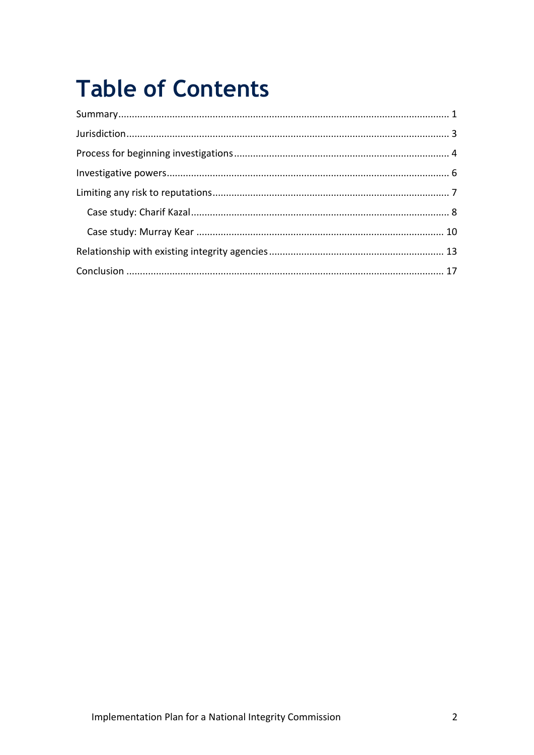# Table of Contents

Summary........................................................................................................................ 1

Jurisdiction...................................................................................................................... 3

Process for beginning investigations.............................................................................. 4

Investigative powers....................................................................................................... 6

Limiting any risk to reputations...................................................................................... 7

- Case study: Charif Kazal.............................................................................................. 8
- Case study: Murray Kear .......................................................................................... 10

Relationship with existing integrity agencies................................................................ 13

Conclusion .................................................................................................................... 17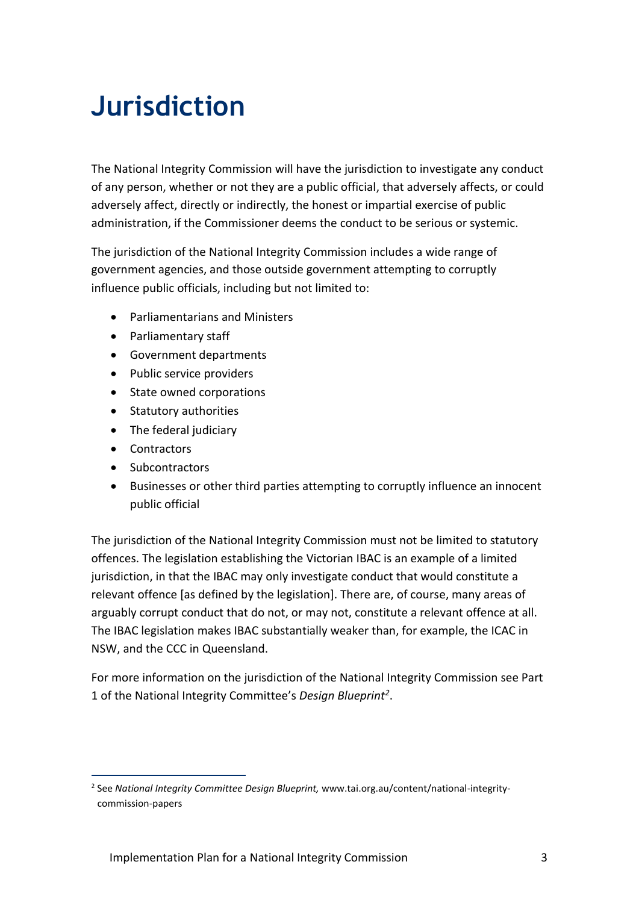# Jurisdiction

The National Integrity Commission will have the jurisdiction to investigate any conduct of any person, whether or not they are a public official, that adversely affects, or could adversely affect, directly or indirectly, the honest or impartial exercise of public administration, if the Commissioner deems the conduct to be serious or systemic.

The jurisdiction of the National Integrity Commission includes a wide range of government agencies, and those outside government attempting to corruptly influence public officials, including but not limited to:

- Parliamentarians and Ministers
- Parliamentary staff
- Government departments
- Public service providers
- State owned corporations
- Statutory authorities
- The federal judiciary
- Contractors
- Subcontractors
- Businesses or other third parties attempting to corruptly influence an innocent public official

The jurisdiction of the National Integrity Commission must not be limited to statutory offences. The legislation establishing the Victorian IBAC is an example of a limited jurisdiction, in that the IBAC may only investigate conduct that would constitute a relevant offence [as defined by the legislation]. There are, of course, many areas of arguably corrupt conduct that do not, or may not, constitute a relevant offence at all. The IBAC legislation makes IBAC substantially weaker than, for example, the ICAC in NSW, and the CCC in Queensland.

For more information on the jurisdiction of the National Integrity Commission see Part 1 of the National Integrity Committee's *Design Blueprint*[2].

[2] See *National Integrity Committee Design Blueprint,* www.tai.org.au/content/national-integrity-commission-papers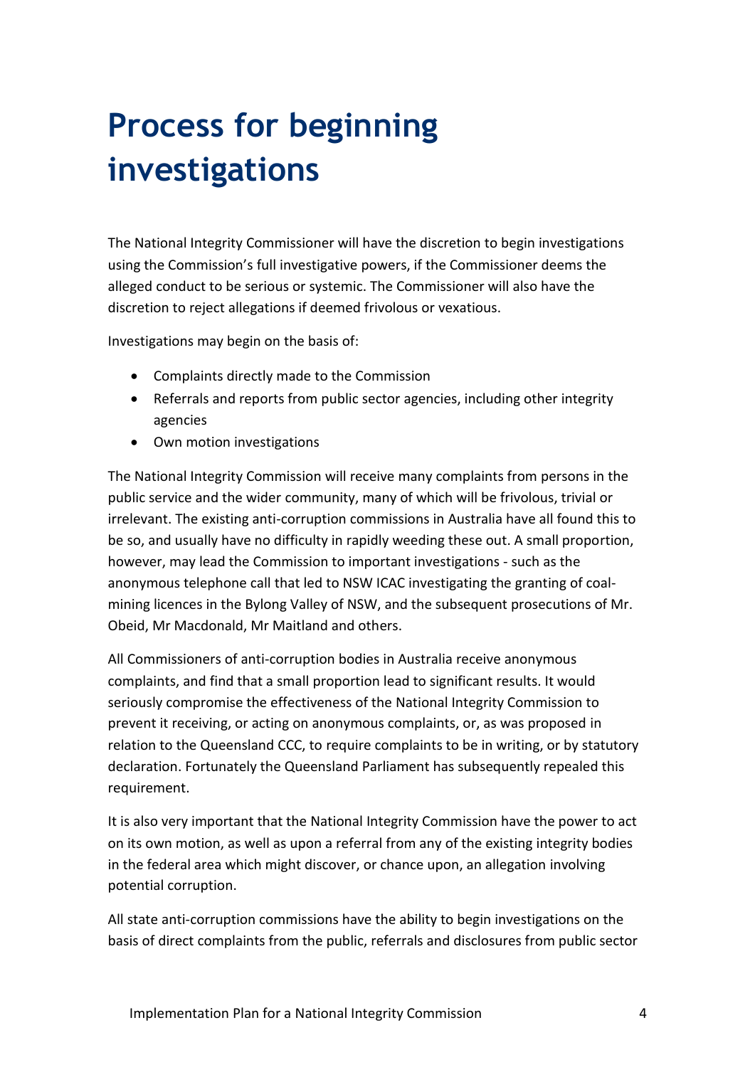# Process for beginning investigations

The National Integrity Commissioner will have the discretion to begin investigations using the Commission's full investigative powers, if the Commissioner deems the alleged conduct to be serious or systemic. The Commissioner will also have the discretion to reject allegations if deemed frivolous or vexatious.

Investigations may begin on the basis of:

- Complaints directly made to the Commission
- Referrals and reports from public sector agencies, including other integrity agencies
- Own motion investigations

The National Integrity Commission will receive many complaints from persons in the public service and the wider community, many of which will be frivolous, trivial or irrelevant. The existing anti-corruption commissions in Australia have all found this to be so, and usually have no difficulty in rapidly weeding these out. A small proportion, however, may lead the Commission to important investigations - such as the anonymous telephone call that led to NSW ICAC investigating the granting of coal-mining licences in the Bylong Valley of NSW, and the subsequent prosecutions of Mr. Obeid, Mr Macdonald, Mr Maitland and others.

All Commissioners of anti-corruption bodies in Australia receive anonymous complaints, and find that a small proportion lead to significant results. It would seriously compromise the effectiveness of the National Integrity Commission to prevent it receiving, or acting on anonymous complaints, or, as was proposed in relation to the Queensland CCC, to require complaints to be in writing, or by statutory declaration. Fortunately the Queensland Parliament has subsequently repealed this requirement.

It is also very important that the National Integrity Commission have the power to act on its own motion, as well as upon a referral from any of the existing integrity bodies in the federal area which might discover, or chance upon, an allegation involving potential corruption.

All state anti-corruption commissions have the ability to begin investigations on the basis of direct complaints from the public, referrals and disclosures from public sector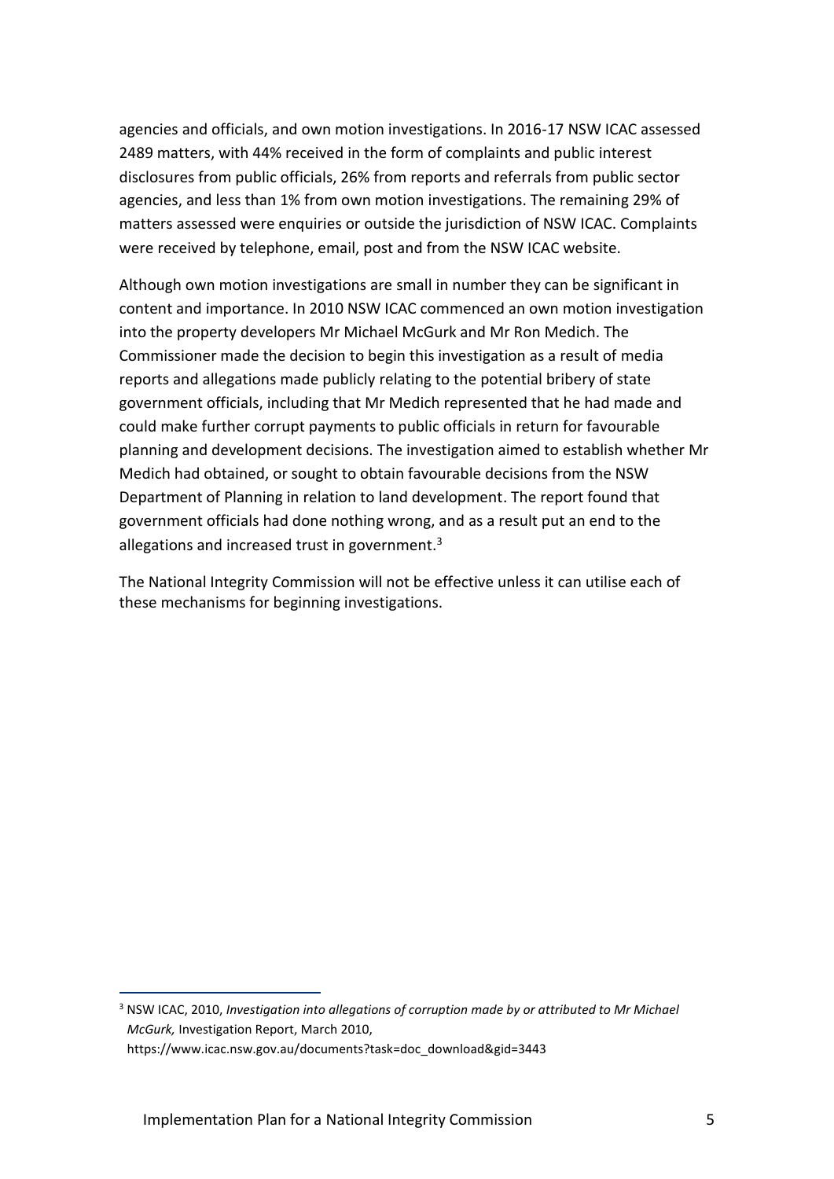agencies and officials, and own motion investigations. In 2016-17 NSW ICAC assessed 2489 matters, with 44% received in the form of complaints and public interest disclosures from public officials, 26% from reports and referrals from public sector agencies, and less than 1% from own motion investigations. The remaining 29% of matters assessed were enquiries or outside the jurisdiction of NSW ICAC. Complaints were received by telephone, email, post and from the NSW ICAC website.

Although own motion investigations are small in number they can be significant in content and importance. In 2010 NSW ICAC commenced an own motion investigation into the property developers Mr Michael McGurk and Mr Ron Medich. The Commissioner made the decision to begin this investigation as a result of media reports and allegations made publicly relating to the potential bribery of state government officials, including that Mr Medich represented that he had made and could make further corrupt payments to public officials in return for favourable planning and development decisions. The investigation aimed to establish whether Mr Medich had obtained, or sought to obtain favourable decisions from the NSW Department of Planning in relation to land development. The report found that government officials had done nothing wrong, and as a result put an end to the allegations and increased trust in government.[3]

The National Integrity Commission will not be effective unless it can utilise each of these mechanisms for beginning investigations.

---

[3] NSW ICAC, 2010, *Investigation into allegations of corruption made by or attributed to Mr Michael McGurk,* Investigation Report, March 2010, https://www.icac.nsw.gov.au/documents?task=doc_download&gid=3443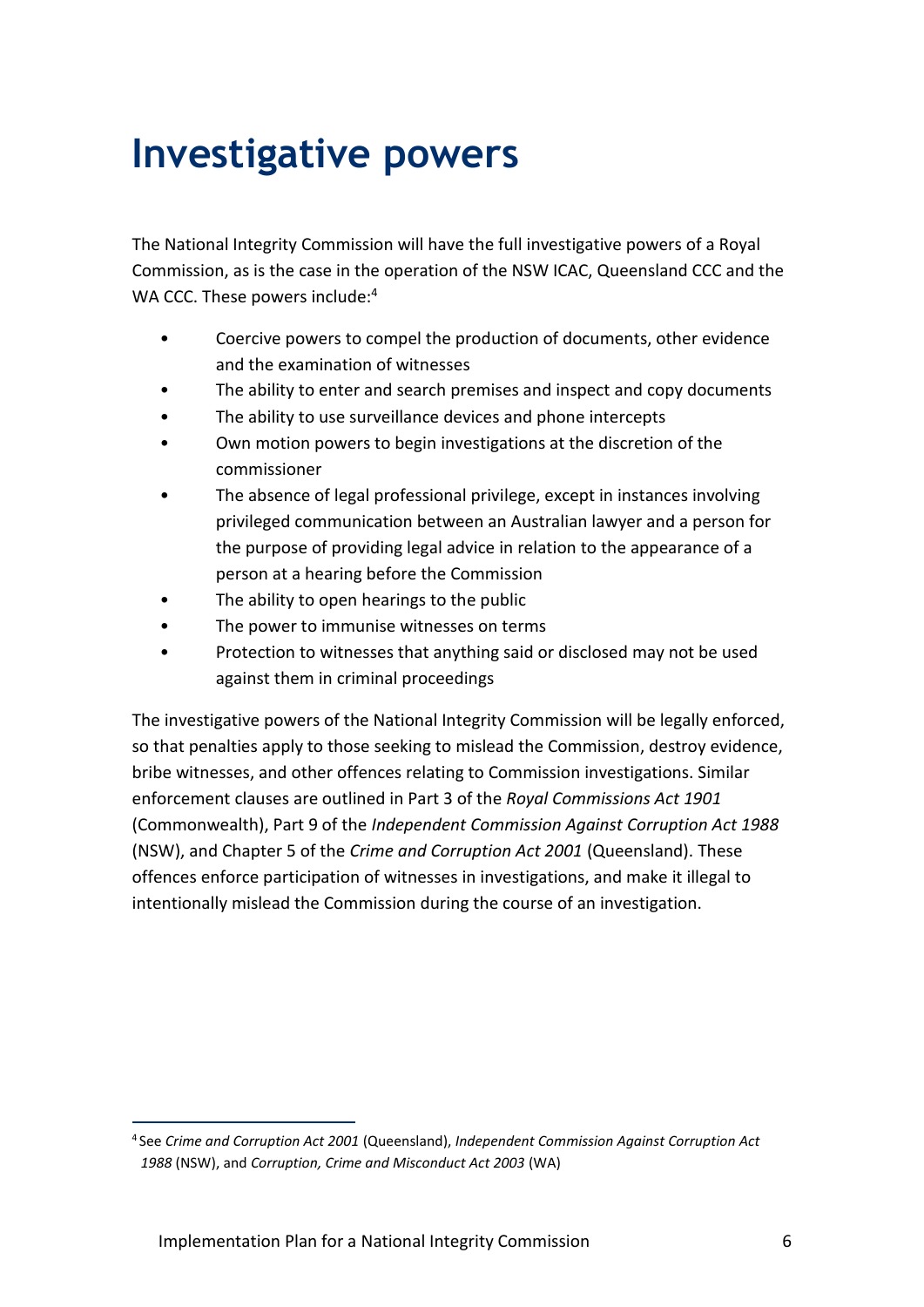# Investigative powers

The National Integrity Commission will have the full investigative powers of a Royal Commission, as is the case in the operation of the NSW ICAC, Queensland CCC and the WA CCC. These powers include:[4]

- Coercive powers to compel the production of documents, other evidence and the examination of witnesses
- The ability to enter and search premises and inspect and copy documents
- The ability to use surveillance devices and phone intercepts
- Own motion powers to begin investigations at the discretion of the commissioner
- The absence of legal professional privilege, except in instances involving privileged communication between an Australian lawyer and a person for the purpose of providing legal advice in relation to the appearance of a person at a hearing before the Commission
- The ability to open hearings to the public
- The power to immunise witnesses on terms
- Protection to witnesses that anything said or disclosed may not be used against them in criminal proceedings

The investigative powers of the National Integrity Commission will be legally enforced, so that penalties apply to those seeking to mislead the Commission, destroy evidence, bribe witnesses, and other offences relating to Commission investigations. Similar enforcement clauses are outlined in Part 3 of the *Royal Commissions Act 1901* (Commonwealth), Part 9 of the *Independent Commission Against Corruption Act 1988* (NSW), and Chapter 5 of the *Crime and Corruption Act 2001* (Queensland). These offences enforce participation of witnesses in investigations, and make it illegal to intentionally mislead the Commission during the course of an investigation.

[4] See *Crime and Corruption Act 2001* (Queensland), *Independent Commission Against Corruption Act 1988* (NSW), and *Corruption, Crime and Misconduct Act 2003* (WA)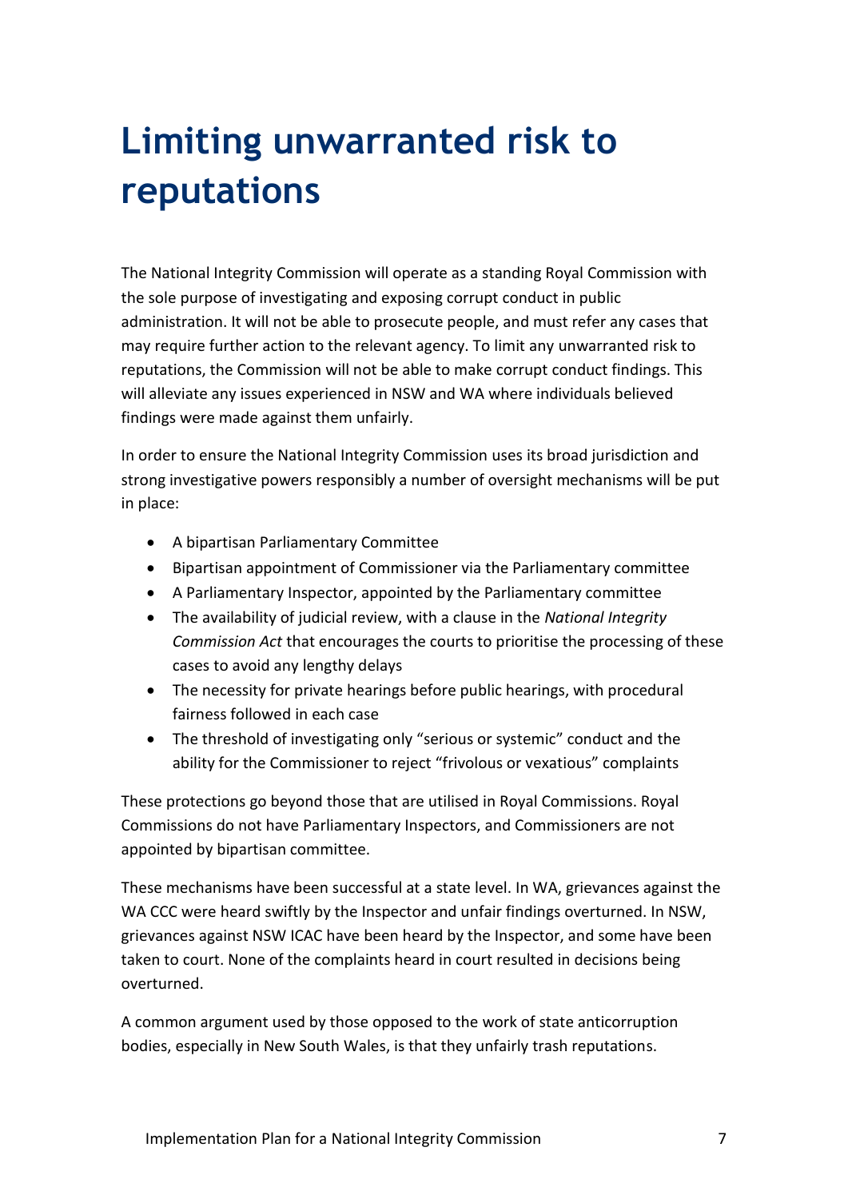# Limiting unwarranted risk to reputations

The National Integrity Commission will operate as a standing Royal Commission with the sole purpose of investigating and exposing corrupt conduct in public administration. It will not be able to prosecute people, and must refer any cases that may require further action to the relevant agency. To limit any unwarranted risk to reputations, the Commission will not be able to make corrupt conduct findings. This will alleviate any issues experienced in NSW and WA where individuals believed findings were made against them unfairly.

In order to ensure the National Integrity Commission uses its broad jurisdiction and strong investigative powers responsibly a number of oversight mechanisms will be put in place:

- A bipartisan Parliamentary Committee
- Bipartisan appointment of Commissioner via the Parliamentary committee
- A Parliamentary Inspector, appointed by the Parliamentary committee
- The availability of judicial review, with a clause in the *National Integrity Commission Act* that encourages the courts to prioritise the processing of these cases to avoid any lengthy delays
- The necessity for private hearings before public hearings, with procedural fairness followed in each case
- The threshold of investigating only “serious or systemic” conduct and the ability for the Commissioner to reject “frivolous or vexatious” complaints

These protections go beyond those that are utilised in Royal Commissions. Royal Commissions do not have Parliamentary Inspectors, and Commissioners are not appointed by bipartisan committee.

These mechanisms have been successful at a state level. In WA, grievances against the WA CCC were heard swiftly by the Inspector and unfair findings overturned. In NSW, grievances against NSW ICAC have been heard by the Inspector, and some have been taken to court. None of the complaints heard in court resulted in decisions being overturned.

A common argument used by those opposed to the work of state anticorruption bodies, especially in New South Wales, is that they unfairly trash reputations.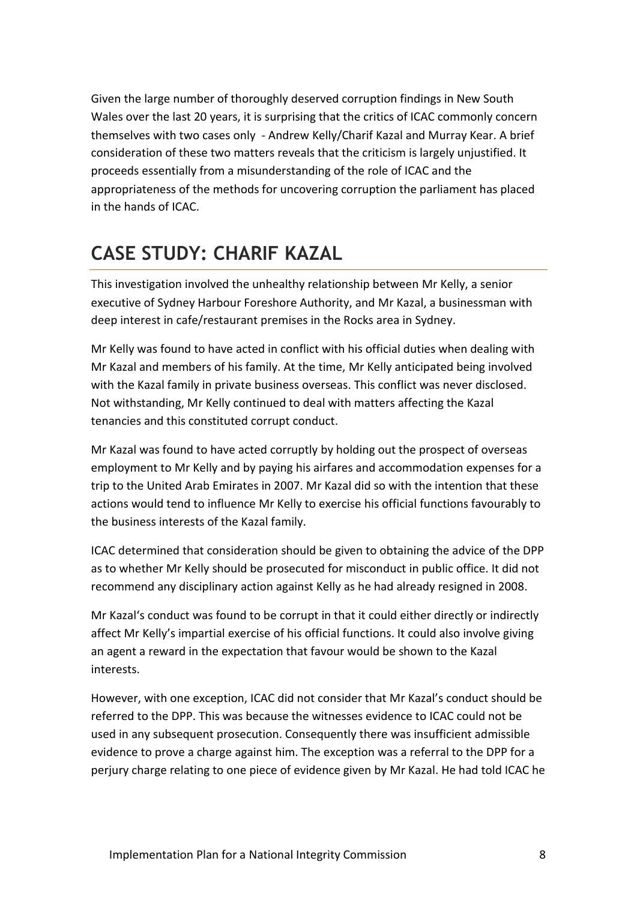Given the large number of thoroughly deserved corruption findings in New South Wales over the last 20 years, it is surprising that the critics of ICAC commonly concern themselves with two cases only - Andrew Kelly/Charif Kazal and Murray Kear. A brief consideration of these two matters reveals that the criticism is largely unjustified. It proceeds essentially from a misunderstanding of the role of ICAC and the appropriateness of the methods for uncovering corruption the parliament has placed in the hands of ICAC.

## CASE STUDY: CHARIF KAZAL

This investigation involved the unhealthy relationship between Mr Kelly, a senior executive of Sydney Harbour Foreshore Authority, and Mr Kazal, a businessman with deep interest in cafe/restaurant premises in the Rocks area in Sydney.

Mr Kelly was found to have acted in conflict with his official duties when dealing with Mr Kazal and members of his family. At the time, Mr Kelly anticipated being involved with the Kazal family in private business overseas. This conflict was never disclosed. Not withstanding, Mr Kelly continued to deal with matters affecting the Kazal tenancies and this constituted corrupt conduct.

Mr Kazal was found to have acted corruptly by holding out the prospect of overseas employment to Mr Kelly and by paying his airfares and accommodation expenses for a trip to the United Arab Emirates in 2007. Mr Kazal did so with the intention that these actions would tend to influence Mr Kelly to exercise his official functions favourably to the business interests of the Kazal family.

ICAC determined that consideration should be given to obtaining the advice of the DPP as to whether Mr Kelly should be prosecuted for misconduct in public office. It did not recommend any disciplinary action against Kelly as he had already resigned in 2008.

Mr Kazal's conduct was found to be corrupt in that it could either directly or indirectly affect Mr Kelly's impartial exercise of his official functions. It could also involve giving an agent a reward in the expectation that favour would be shown to the Kazal interests.

However, with one exception, ICAC did not consider that Mr Kazal's conduct should be referred to the DPP. This was because the witnesses evidence to ICAC could not be used in any subsequent prosecution. Consequently there was insufficient admissible evidence to prove a charge against him. The exception was a referral to the DPP for a perjury charge relating to one piece of evidence given by Mr Kazal. He had told ICAC he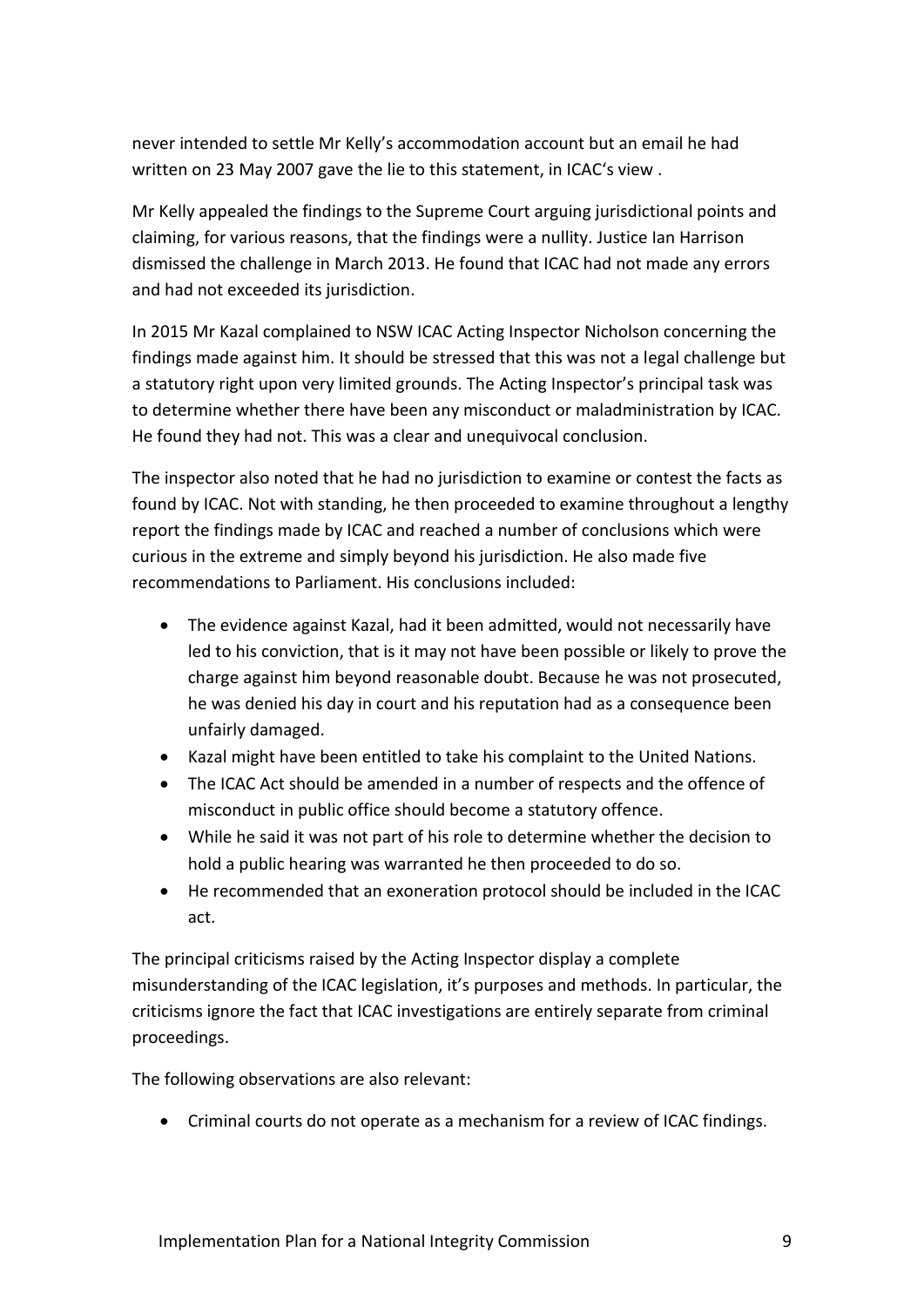never intended to settle Mr Kelly's accommodation account but an email he had written on 23 May 2007 gave the lie to this statement, in ICAC's view .

Mr Kelly appealed the findings to the Supreme Court arguing jurisdictional points and claiming, for various reasons, that the findings were a nullity. Justice Ian Harrison dismissed the challenge in March 2013. He found that ICAC had not made any errors and had not exceeded its jurisdiction.

In 2015 Mr Kazal complained to NSW ICAC Acting Inspector Nicholson concerning the findings made against him. It should be stressed that this was not a legal challenge but a statutory right upon very limited grounds. The Acting Inspector's principal task was to determine whether there have been any misconduct or maladministration by ICAC. He found they had not. This was a clear and unequivocal conclusion.

The inspector also noted that he had no jurisdiction to examine or contest the facts as found by ICAC. Not with standing, he then proceeded to examine throughout a lengthy report the findings made by ICAC and reached a number of conclusions which were curious in the extreme and simply beyond his jurisdiction. He also made five recommendations to Parliament. His conclusions included:

- The evidence against Kazal, had it been admitted, would not necessarily have led to his conviction, that is it may not have been possible or likely to prove the charge against him beyond reasonable doubt. Because he was not prosecuted, he was denied his day in court and his reputation had as a consequence been unfairly damaged.
- Kazal might have been entitled to take his complaint to the United Nations.
- The ICAC Act should be amended in a number of respects and the offence of misconduct in public office should become a statutory offence.
- While he said it was not part of his role to determine whether the decision to hold a public hearing was warranted he then proceeded to do so.
- He recommended that an exoneration protocol should be included in the ICAC act.

The principal criticisms raised by the Acting Inspector display a complete misunderstanding of the ICAC legislation, it's purposes and methods. In particular, the criticisms ignore the fact that ICAC investigations are entirely separate from criminal proceedings.

The following observations are also relevant:

- Criminal courts do not operate as a mechanism for a review of ICAC findings.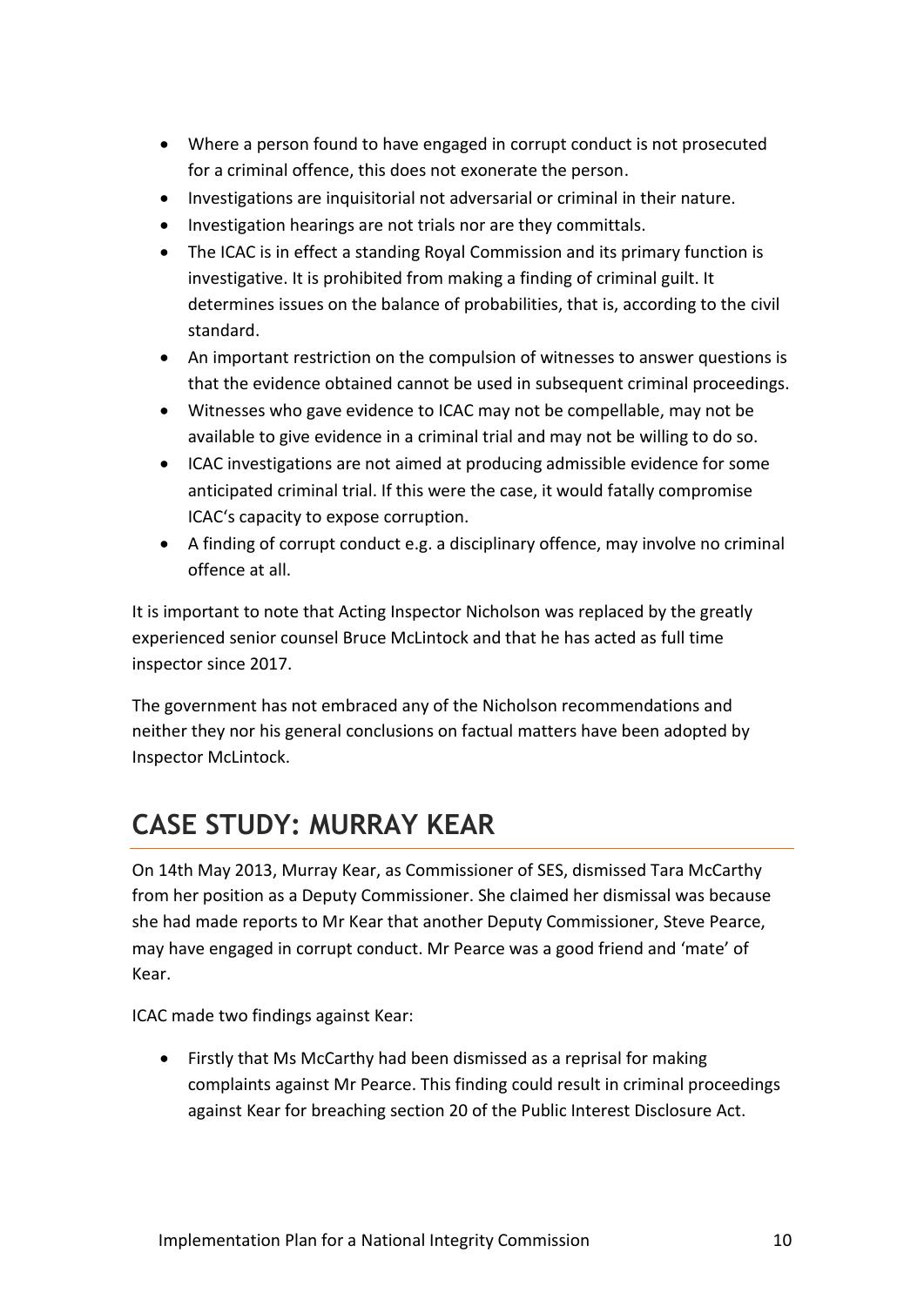- Where a person found to have engaged in corrupt conduct is not prosecuted for a criminal offence, this does not exonerate the person.
- Investigations are inquisitorial not adversarial or criminal in their nature.
- Investigation hearings are not trials nor are they committals.
- The ICAC is in effect a standing Royal Commission and its primary function is investigative. It is prohibited from making a finding of criminal guilt. It determines issues on the balance of probabilities, that is, according to the civil standard.
- An important restriction on the compulsion of witnesses to answer questions is that the evidence obtained cannot be used in subsequent criminal proceedings.
- Witnesses who gave evidence to ICAC may not be compellable, may not be available to give evidence in a criminal trial and may not be willing to do so.
- ICAC investigations are not aimed at producing admissible evidence for some anticipated criminal trial. If this were the case, it would fatally compromise ICAC's capacity to expose corruption.
- A finding of corrupt conduct e.g. a disciplinary offence, may involve no criminal offence at all.

It is important to note that Acting Inspector Nicholson was replaced by the greatly experienced senior counsel Bruce McLintock and that he has acted as full time inspector since 2017.

The government has not embraced any of the Nicholson recommendations and neither they nor his general conclusions on factual matters have been adopted by Inspector McLintock.

## CASE STUDY: MURRAY KEAR

On 14th May 2013, Murray Kear, as Commissioner of SES, dismissed Tara McCarthy from her position as a Deputy Commissioner. She claimed her dismissal was because she had made reports to Mr Kear that another Deputy Commissioner, Steve Pearce, may have engaged in corrupt conduct. Mr Pearce was a good friend and 'mate' of Kear.

ICAC made two findings against Kear:

- Firstly that Ms McCarthy had been dismissed as a reprisal for making complaints against Mr Pearce. This finding could result in criminal proceedings against Kear for breaching section 20 of the Public Interest Disclosure Act.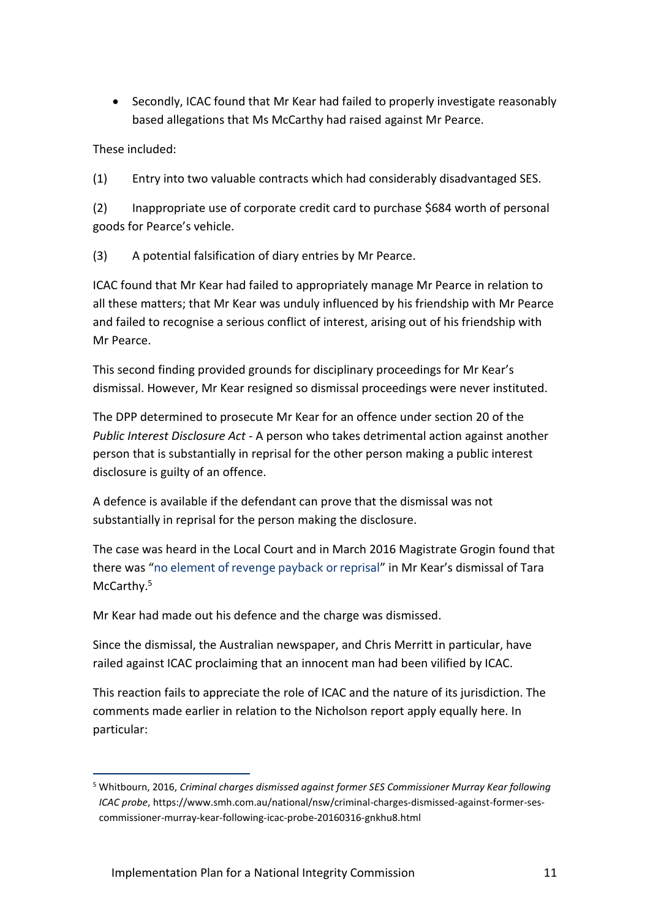- Secondly, ICAC found that Mr Kear had failed to properly investigate reasonably based allegations that Ms McCarthy had raised against Mr Pearce.

These included:

(1) Entry into two valuable contracts which had considerably disadvantaged SES.

(2) Inappropriate use of corporate credit card to purchase $684 worth of personal goods for Pearce's vehicle.

(3) A potential falsification of diary entries by Mr Pearce.

ICAC found that Mr Kear had failed to appropriately manage Mr Pearce in relation to all these matters; that Mr Kear was unduly influenced by his friendship with Mr Pearce and failed to recognise a serious conflict of interest, arising out of his friendship with Mr Pearce.

This second finding provided grounds for disciplinary proceedings for Mr Kear's dismissal. However, Mr Kear resigned so dismissal proceedings were never instituted.

The DPP determined to prosecute Mr Kear for an offence under section 20 of the *Public Interest Disclosure Act* - A person who takes detrimental action against another person that is substantially in reprisal for the other person making a public interest disclosure is guilty of an offence.

A defence is available if the defendant can prove that the dismissal was not substantially in reprisal for the person making the disclosure.

The case was heard in the Local Court and in March 2016 Magistrate Grogin found that there was "no element of revenge payback or reprisal" in Mr Kear's dismissal of Tara McCarthy.[5]

Mr Kear had made out his defence and the charge was dismissed.

Since the dismissal, the Australian newspaper, and Chris Merritt in particular, have railed against ICAC proclaiming that an innocent man had been vilified by ICAC.

This reaction fails to appreciate the role of ICAC and the nature of its jurisdiction. The comments made earlier in relation to the Nicholson report apply equally here. In particular:

---

[5] Whitbourn, 2016, *Criminal charges dismissed against former SES Commissioner Murray Kear following ICAC probe*, https://www.smh.com.au/national/nsw/criminal-charges-dismissed-against-former-ses-commissioner-murray-kear-following-icac-probe-20160316-gnkhu8.html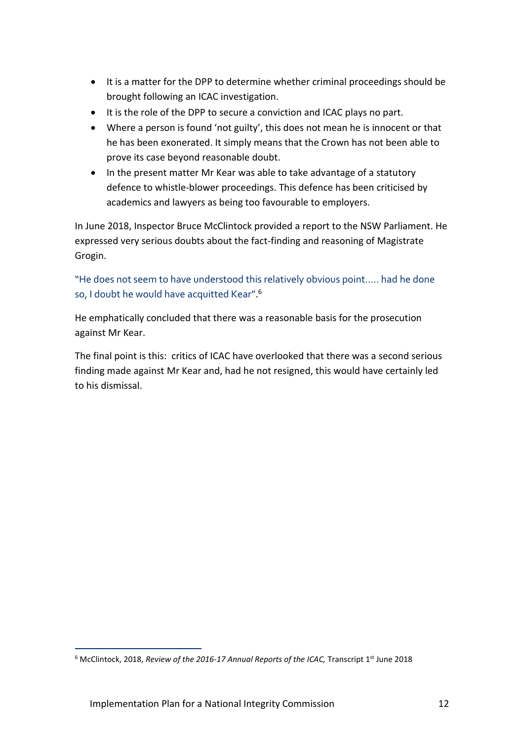- It is a matter for the DPP to determine whether criminal proceedings should be brought following an ICAC investigation.
- It is the role of the DPP to secure a conviction and ICAC plays no part.
- Where a person is found 'not guilty', this does not mean he is innocent or that he has been exonerated. It simply means that the Crown has not been able to prove its case beyond reasonable doubt.
- In the present matter Mr Kear was able to take advantage of a statutory defence to whistle-blower proceedings. This defence has been criticised by academics and lawyers as being too favourable to employers.

In June 2018, Inspector Bruce McClintock provided a report to the NSW Parliament. He expressed very serious doubts about the fact-finding and reasoning of Magistrate Grogin.

"He does not seem to have understood this relatively obvious point..... had he done so, I doubt he would have acquitted Kear".[6]

He emphatically concluded that there was a reasonable basis for the prosecution against Mr Kear.

The final point is this: critics of ICAC have overlooked that there was a second serious finding made against Mr Kear and, had he not resigned, this would have certainly led to his dismissal.

---

[6] McClintock, 2018, *Review of the 2016-17 Annual Reports of the ICAC,* Transcript 1st June 2018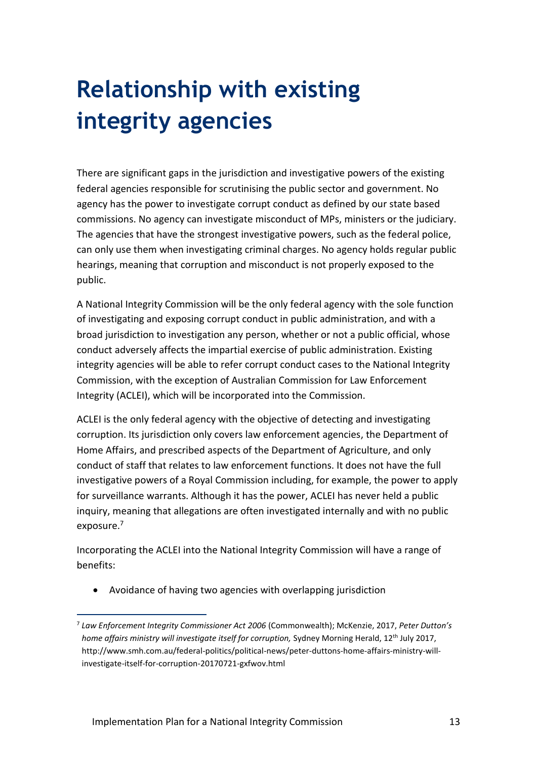# Relationship with existing integrity agencies

There are significant gaps in the jurisdiction and investigative powers of the existing federal agencies responsible for scrutinising the public sector and government. No agency has the power to investigate corrupt conduct as defined by our state based commissions. No agency can investigate misconduct of MPs, ministers or the judiciary. The agencies that have the strongest investigative powers, such as the federal police, can only use them when investigating criminal charges. No agency holds regular public hearings, meaning that corruption and misconduct is not properly exposed to the public.

A National Integrity Commission will be the only federal agency with the sole function of investigating and exposing corrupt conduct in public administration, and with a broad jurisdiction to investigation any person, whether or not a public official, whose conduct adversely affects the impartial exercise of public administration. Existing integrity agencies will be able to refer corrupt conduct cases to the National Integrity Commission, with the exception of Australian Commission for Law Enforcement Integrity (ACLEI), which will be incorporated into the Commission.

ACLEI is the only federal agency with the objective of detecting and investigating corruption. Its jurisdiction only covers law enforcement agencies, the Department of Home Affairs, and prescribed aspects of the Department of Agriculture, and only conduct of staff that relates to law enforcement functions. It does not have the full investigative powers of a Royal Commission including, for example, the power to apply for surveillance warrants. Although it has the power, ACLEI has never held a public inquiry, meaning that allegations are often investigated internally and with no public exposure.[7]

Incorporating the ACLEI into the National Integrity Commission will have a range of benefits:

- Avoidance of having two agencies with overlapping jurisdiction

[7] *Law Enforcement Integrity Commissioner Act 2006* (Commonwealth); McKenzie, 2017, *Peter Dutton's home affairs ministry will investigate itself for corruption,* Sydney Morning Herald, 12th July 2017, http://www.smh.com.au/federal-politics/political-news/peter-duttons-home-affairs-ministry-will-investigate-itself-for-corruption-20170721-gxfwov.html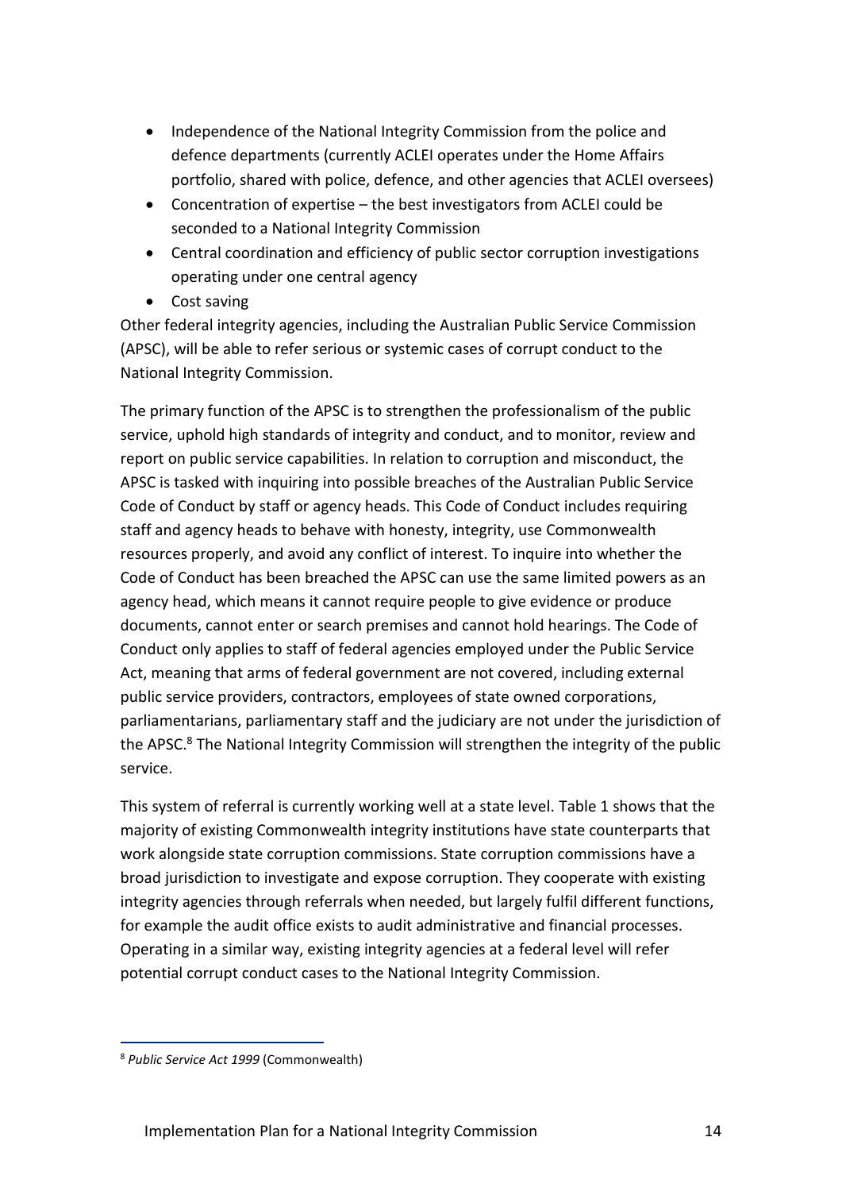- Independence of the National Integrity Commission from the police and defence departments (currently ACLEI operates under the Home Affairs portfolio, shared with police, defence, and other agencies that ACLEI oversees)
- Concentration of expertise – the best investigators from ACLEI could be seconded to a National Integrity Commission
- Central coordination and efficiency of public sector corruption investigations operating under one central agency
- Cost saving

Other federal integrity agencies, including the Australian Public Service Commission (APSC), will be able to refer serious or systemic cases of corrupt conduct to the National Integrity Commission.

The primary function of the APSC is to strengthen the professionalism of the public service, uphold high standards of integrity and conduct, and to monitor, review and report on public service capabilities. In relation to corruption and misconduct, the APSC is tasked with inquiring into possible breaches of the Australian Public Service Code of Conduct by staff or agency heads. This Code of Conduct includes requiring staff and agency heads to behave with honesty, integrity, use Commonwealth resources properly, and avoid any conflict of interest. To inquire into whether the Code of Conduct has been breached the APSC can use the same limited powers as an agency head, which means it cannot require people to give evidence or produce documents, cannot enter or search premises and cannot hold hearings. The Code of Conduct only applies to staff of federal agencies employed under the Public Service Act, meaning that arms of federal government are not covered, including external public service providers, contractors, employees of state owned corporations, parliamentarians, parliamentary staff and the judiciary are not under the jurisdiction of the APSC.[8] The National Integrity Commission will strengthen the integrity of the public service.

This system of referral is currently working well at a state level. Table 1 shows that the majority of existing Commonwealth integrity institutions have state counterparts that work alongside state corruption commissions. State corruption commissions have a broad jurisdiction to investigate and expose corruption. They cooperate with existing integrity agencies through referrals when needed, but largely fulfil different functions, for example the audit office exists to audit administrative and financial processes. Operating in a similar way, existing integrity agencies at a federal level will refer potential corrupt conduct cases to the National Integrity Commission.

---

[8] *Public Service Act 1999* (Commonwealth)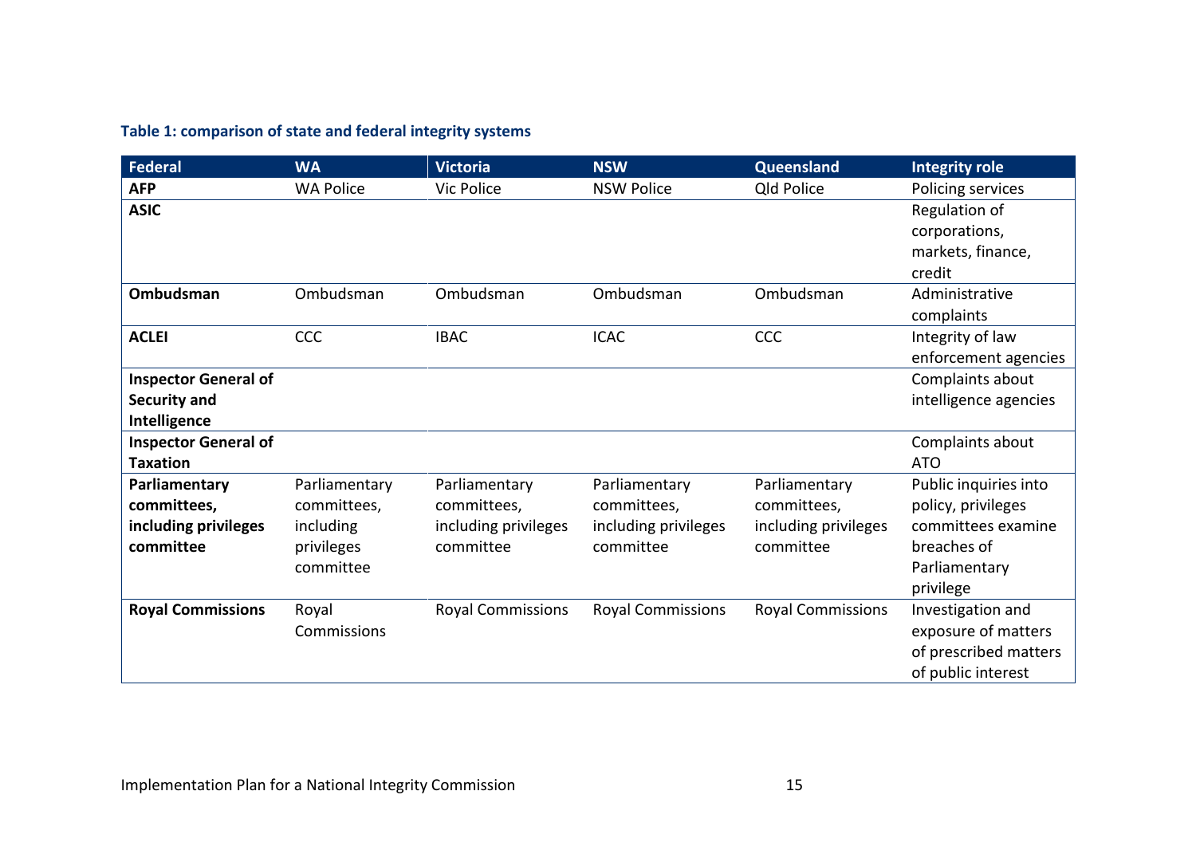**Table 1: comparison of state and federal integrity systems**

| Federal | WA | Victoria | NSW | Queensland | Integrity role |
|---|---|---|---|---|---|
| **AFP** | WA Police | Vic Police | NSW Police | Qld Police | Policing services |
| **ASIC** | | | | | Regulation of corporations, markets, finance, credit |
| **Ombudsman** | Ombudsman | Ombudsman | Ombudsman | Ombudsman | Administrative complaints |
| **ACLEI** | CCC | IBAC | ICAC | CCC | Integrity of law enforcement agencies |
| **Inspector General of Security and Intelligence** | | | | | Complaints about intelligence agencies |
| **Inspector General of Taxation** | | | | | Complaints about ATO |
| **Parliamentary committees, including privileges committee** | Parliamentary committees, including privileges committee | Parliamentary committees, including privileges committee | Parliamentary committees, including privileges committee | Parliamentary committees, including privileges committee | Public inquiries into policy, privileges committees examine breaches of Parliamentary privilege |
| **Royal Commissions** | Royal Commissions | Royal Commissions | Royal Commissions | Royal Commissions | Investigation and exposure of matters of prescribed matters of public interest |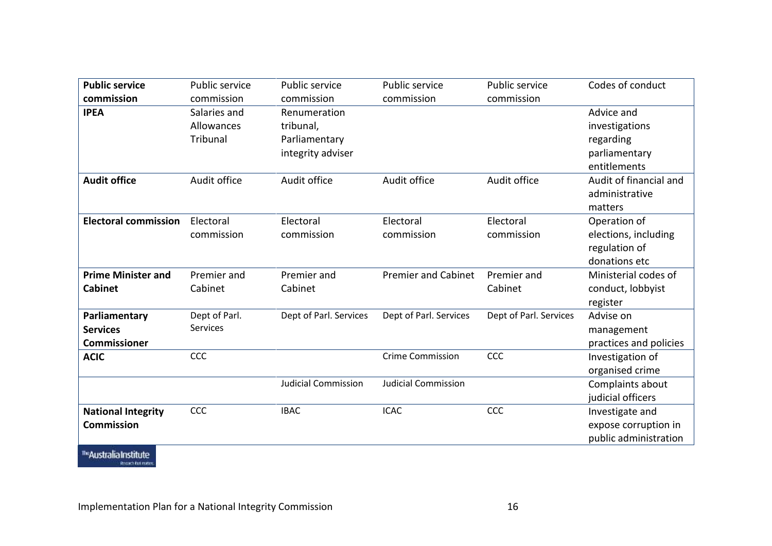| **Public service commission** | Public service commission | Public service commission | Public service commission | Public service commission | Codes of conduct |
|---|---|---|---|---|---|
| **IPEA** | Salaries and Allowances Tribunal | Renumeration tribunal, Parliamentary integrity adviser | | | Advice and investigations regarding parliamentary entitlements |
| **Audit office** | Audit office | Audit office | Audit office | Audit office | Audit of financial and administrative matters |
| **Electoral commission** | Electoral commission | Electoral commission | Electoral commission | Electoral commission | Operation of elections, including regulation of donations etc |
| **Prime Minister and Cabinet** | Premier and Cabinet | Premier and Cabinet | Premier and Cabinet | Premier and Cabinet | Ministerial codes of conduct, lobbyist register |
| **Parliamentary Services Commissioner** | Dept of Parl. Services | Dept of Parl. Services | Dept of Parl. Services | Dept of Parl. Services | Advise on management practices and policies |
| **ACIC** | CCC | | Crime Commission | CCC | Investigation of organised crime |
| | | Judicial Commission | Judicial Commission | | Complaints about judicial officers |
| **National Integrity Commission** | CCC | IBAC | ICAC | CCC | Investigate and expose corruption in public administration |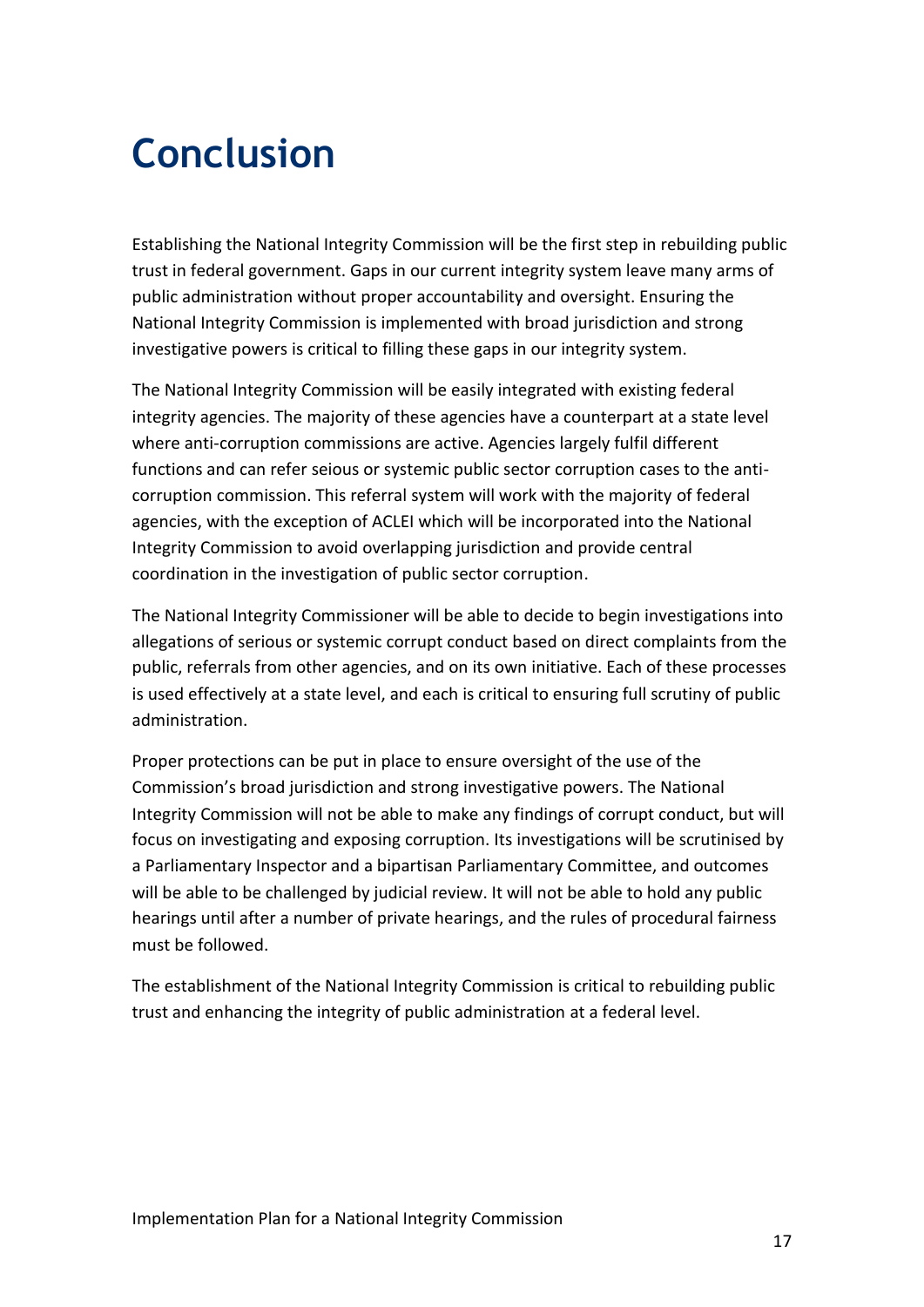# Conclusion

Establishing the National Integrity Commission will be the first step in rebuilding public trust in federal government. Gaps in our current integrity system leave many arms of public administration without proper accountability and oversight. Ensuring the National Integrity Commission is implemented with broad jurisdiction and strong investigative powers is critical to filling these gaps in our integrity system.

The National Integrity Commission will be easily integrated with existing federal integrity agencies. The majority of these agencies have a counterpart at a state level where anti-corruption commissions are active. Agencies largely fulfil different functions and can refer seious or systemic public sector corruption cases to the anti-corruption commission. This referral system will work with the majority of federal agencies, with the exception of ACLEI which will be incorporated into the National Integrity Commission to avoid overlapping jurisdiction and provide central coordination in the investigation of public sector corruption.

The National Integrity Commissioner will be able to decide to begin investigations into allegations of serious or systemic corrupt conduct based on direct complaints from the public, referrals from other agencies, and on its own initiative. Each of these processes is used effectively at a state level, and each is critical to ensuring full scrutiny of public administration.

Proper protections can be put in place to ensure oversight of the use of the Commission's broad jurisdiction and strong investigative powers. The National Integrity Commission will not be able to make any findings of corrupt conduct, but will focus on investigating and exposing corruption. Its investigations will be scrutinised by a Parliamentary Inspector and a bipartisan Parliamentary Committee, and outcomes will be able to be challenged by judicial review. It will not be able to hold any public hearings until after a number of private hearings, and the rules of procedural fairness must be followed.

The establishment of the National Integrity Commission is critical to rebuilding public trust and enhancing the integrity of public administration at a federal level.